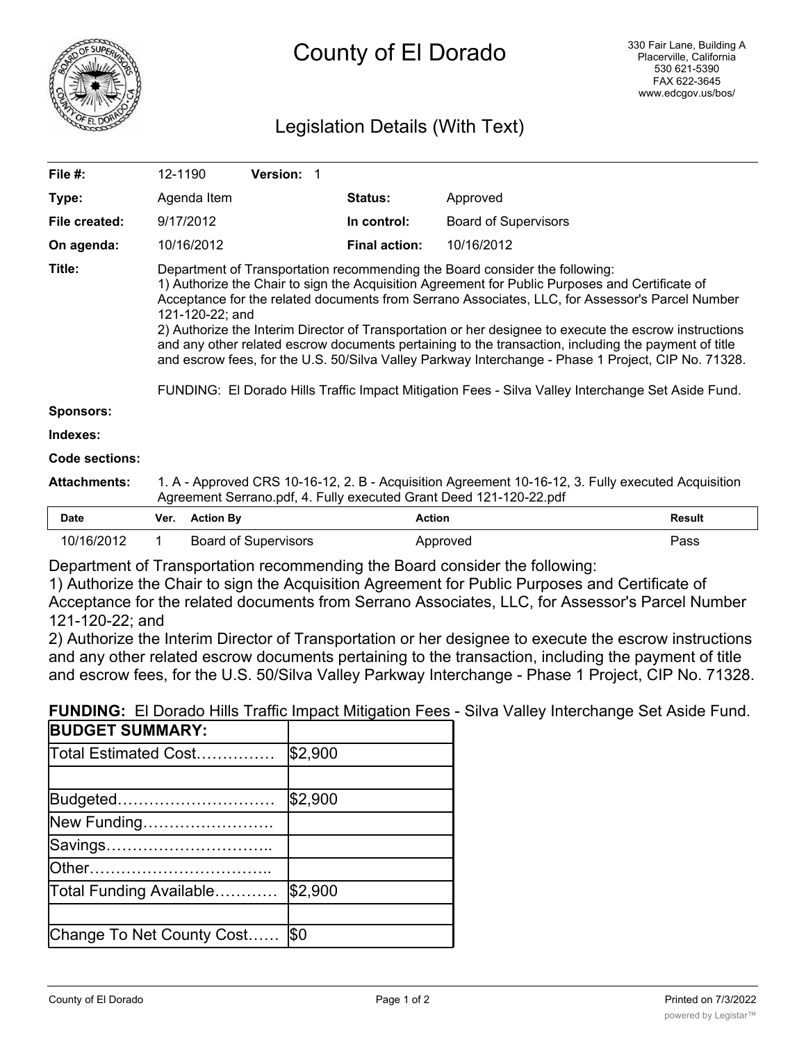# County of El Dorado

330 Fair Lane, Building A
Placerville, California
530 621-5390
FAX 622-3645
www.edcgov.us/bos/

## Legislation Details (With Text)

| | | | |
|---|---|---|---|
| **File #:** | 12-1190 **Version:** 1 | | |
| **Type:** | Agenda Item | **Status:** | Approved |
| **File created:** | 9/17/2012 | **In control:** | Board of Supervisors |
| **On agenda:** | 10/16/2012 | **Final action:** | 10/16/2012 |

**Title:** Department of Transportation recommending the Board consider the following:
1) Authorize the Chair to sign the Acquisition Agreement for Public Purposes and Certificate of Acceptance for the related documents from Serrano Associates, LLC, for Assessor's Parcel Number 121-120-22; and
2) Authorize the Interim Director of Transportation or her designee to execute the escrow instructions and any other related escrow documents pertaining to the transaction, including the payment of title and escrow fees, for the U.S. 50/Silva Valley Parkway Interchange - Phase 1 Project, CIP No. 71328.

FUNDING: El Dorado Hills Traffic Impact Mitigation Fees - Silva Valley Interchange Set Aside Fund.

**Sponsors:**

**Indexes:**

**Code sections:**

**Attachments:** 1. A - Approved CRS 10-16-12, 2. B - Acquisition Agreement 10-16-12, 3. Fully executed Acquisition Agreement Serrano.pdf, 4. Fully executed Grant Deed 121-120-22.pdf

| Date | Ver. | Action By | Action | Result |
|---|---|---|---|---|
| 10/16/2012 | 1 | Board of Supervisors | Approved | Pass |

Department of Transportation recommending the Board consider the following:
1) Authorize the Chair to sign the Acquisition Agreement for Public Purposes and Certificate of Acceptance for the related documents from Serrano Associates, LLC, for Assessor's Parcel Number 121-120-22; and
2) Authorize the Interim Director of Transportation or her designee to execute the escrow instructions and any other related escrow documents pertaining to the transaction, including the payment of title and escrow fees, for the U.S. 50/Silva Valley Parkway Interchange - Phase 1 Project, CIP No. 71328.

**FUNDING:** El Dorado Hills Traffic Impact Mitigation Fees - Silva Valley Interchange Set Aside Fund.

| **BUDGET SUMMARY:** | |
|---|---|
| Total Estimated Cost…………… | $2,900 |
| | |
| Budgeted………………………… | $2,900 |
| New Funding……………………. | |
| Savings………………………….. | |
| Other…………………………….. | |
| Total Funding Available………… | $2,900 |
| | |
| Change To Net County Cost…… | $0 |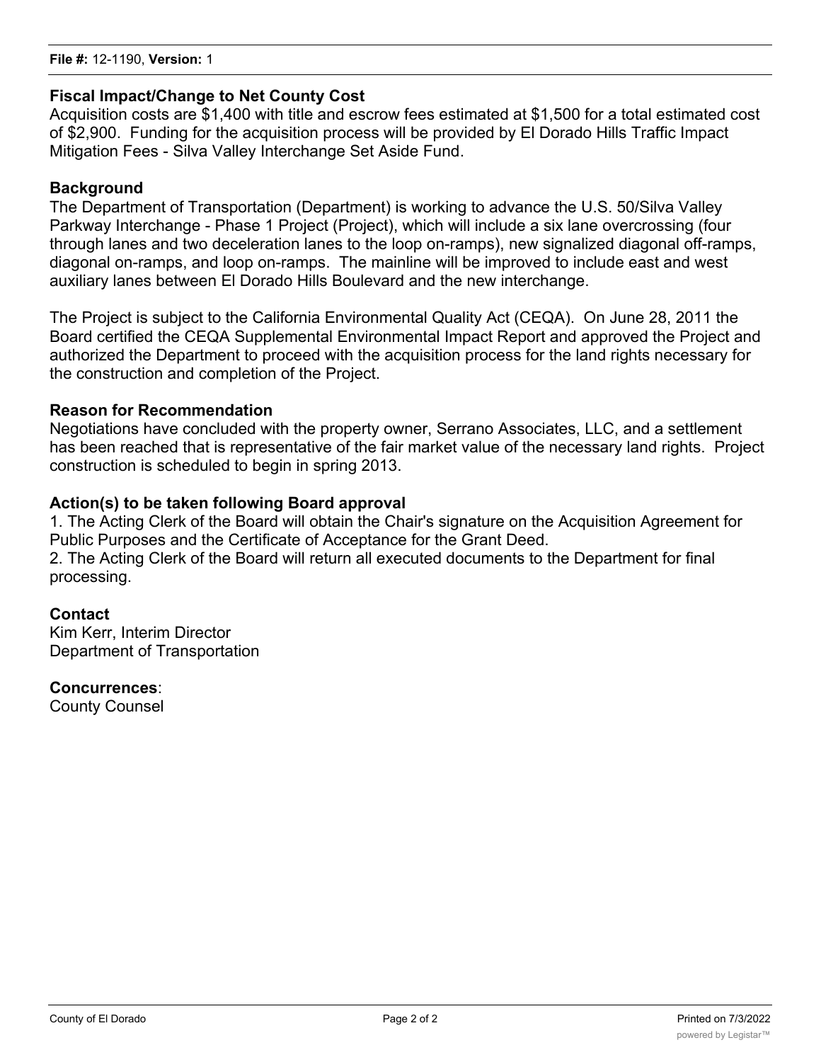## Fiscal Impact/Change to Net County Cost

Acquisition costs are $1,400 with title and escrow fees estimated at $1,500 for a total estimated cost of $2,900. Funding for the acquisition process will be provided by El Dorado Hills Traffic Impact Mitigation Fees - Silva Valley Interchange Set Aside Fund.

## Background

The Department of Transportation (Department) is working to advance the U.S. 50/Silva Valley Parkway Interchange - Phase 1 Project (Project), which will include a six lane overcrossing (four through lanes and two deceleration lanes to the loop on-ramps), new signalized diagonal off-ramps, diagonal on-ramps, and loop on-ramps. The mainline will be improved to include east and west auxiliary lanes between El Dorado Hills Boulevard and the new interchange.

The Project is subject to the California Environmental Quality Act (CEQA). On June 28, 2011 the Board certified the CEQA Supplemental Environmental Impact Report and approved the Project and authorized the Department to proceed with the acquisition process for the land rights necessary for the construction and completion of the Project.

## Reason for Recommendation

Negotiations have concluded with the property owner, Serrano Associates, LLC, and a settlement has been reached that is representative of the fair market value of the necessary land rights. Project construction is scheduled to begin in spring 2013.

## Action(s) to be taken following Board approval

1. The Acting Clerk of the Board will obtain the Chair's signature on the Acquisition Agreement for Public Purposes and the Certificate of Acceptance for the Grant Deed.
2. The Acting Clerk of the Board will return all executed documents to the Department for final processing.

## Contact

Kim Kerr, Interim Director
Department of Transportation

## Concurrences:

County Counsel